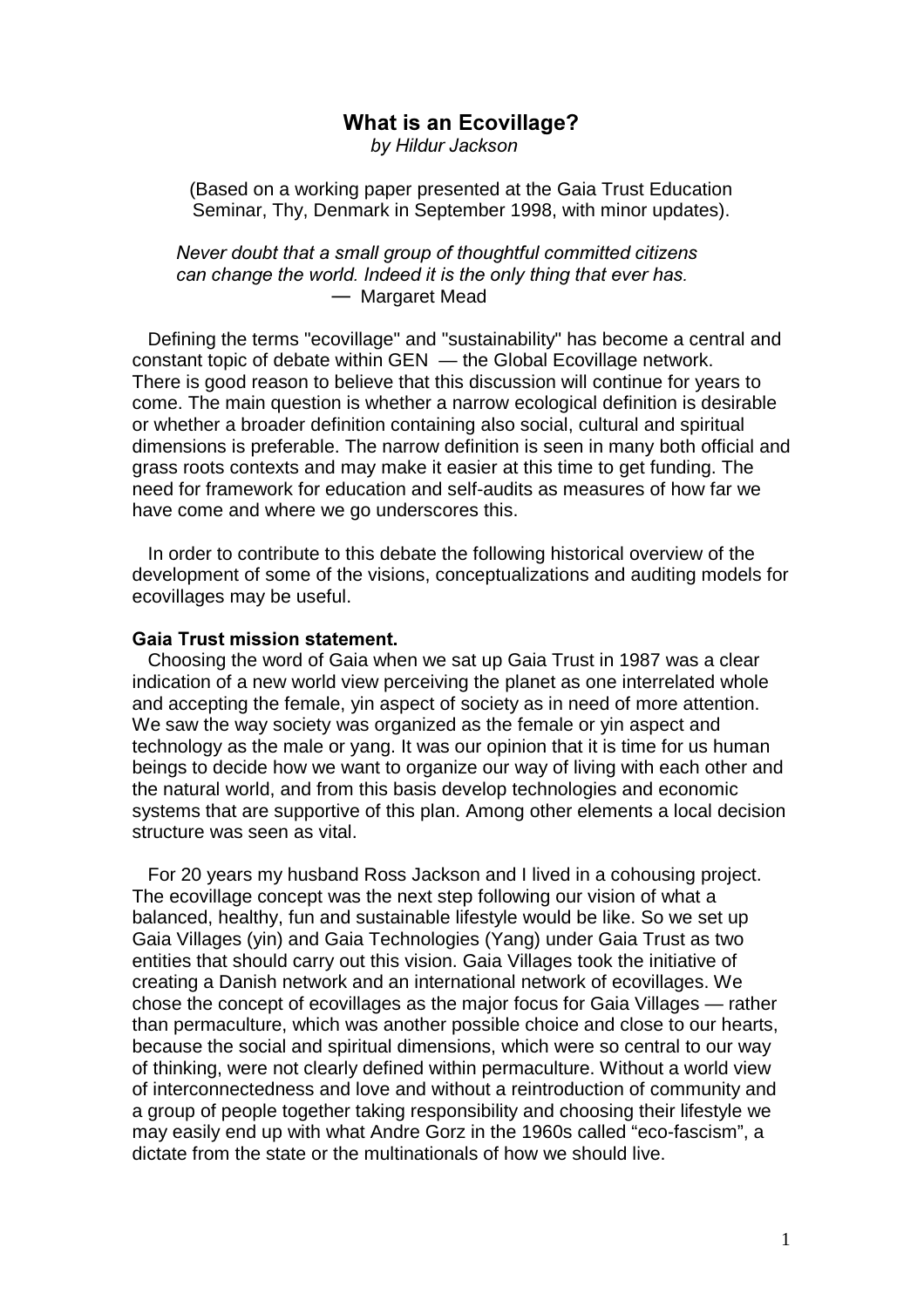# What is an Ecovillage?

*by Hildur Jackson*

(Based on a working paper presented at the Gaia Trust Education Seminar, Thy, Denmark in September 1998, with minor updates).

> *Never doubt that a small group of thoughtful committed citizens can change the world. Indeed it is the only thing that ever has.*
> — Margaret Mead

Defining the terms "ecovillage" and "sustainability" has become a central and constant topic of debate within GEN — the Global Ecovillage network. There is good reason to believe that this discussion will continue for years to come. The main question is whether a narrow ecological definition is desirable or whether a broader definition containing also social, cultural and spiritual dimensions is preferable. The narrow definition is seen in many both official and grass roots contexts and may make it easier at this time to get funding. The need for framework for education and self-audits as measures of how far we have come and where we go underscores this.

In order to contribute to this debate the following historical overview of the development of some of the visions, conceptualizations and auditing models for ecovillages may be useful.

**Gaia Trust mission statement.**

Choosing the word of Gaia when we sat up Gaia Trust in 1987 was a clear indication of a new world view perceiving the planet as one interrelated whole and accepting the female, yin aspect of society as in need of more attention. We saw the way society was organized as the female or yin aspect and technology as the male or yang. It was our opinion that it is time for us human beings to decide how we want to organize our way of living with each other and the natural world, and from this basis develop technologies and economic systems that are supportive of this plan. Among other elements a local decision structure was seen as vital.

For 20 years my husband Ross Jackson and I lived in a cohousing project. The ecovillage concept was the next step following our vision of what a balanced, healthy, fun and sustainable lifestyle would be like. So we set up Gaia Villages (yin) and Gaia Technologies (Yang) under Gaia Trust as two entities that should carry out this vision. Gaia Villages took the initiative of creating a Danish network and an international network of ecovillages. We chose the concept of ecovillages as the major focus for Gaia Villages — rather than permaculture, which was another possible choice and close to our hearts, because the social and spiritual dimensions, which were so central to our way of thinking, were not clearly defined within permaculture. Without a world view of interconnectedness and love and without a reintroduction of community and a group of people together taking responsibility and choosing their lifestyle we may easily end up with what Andre Gorz in the 1960s called "eco-fascism", a dictate from the state or the multinationals of how we should live.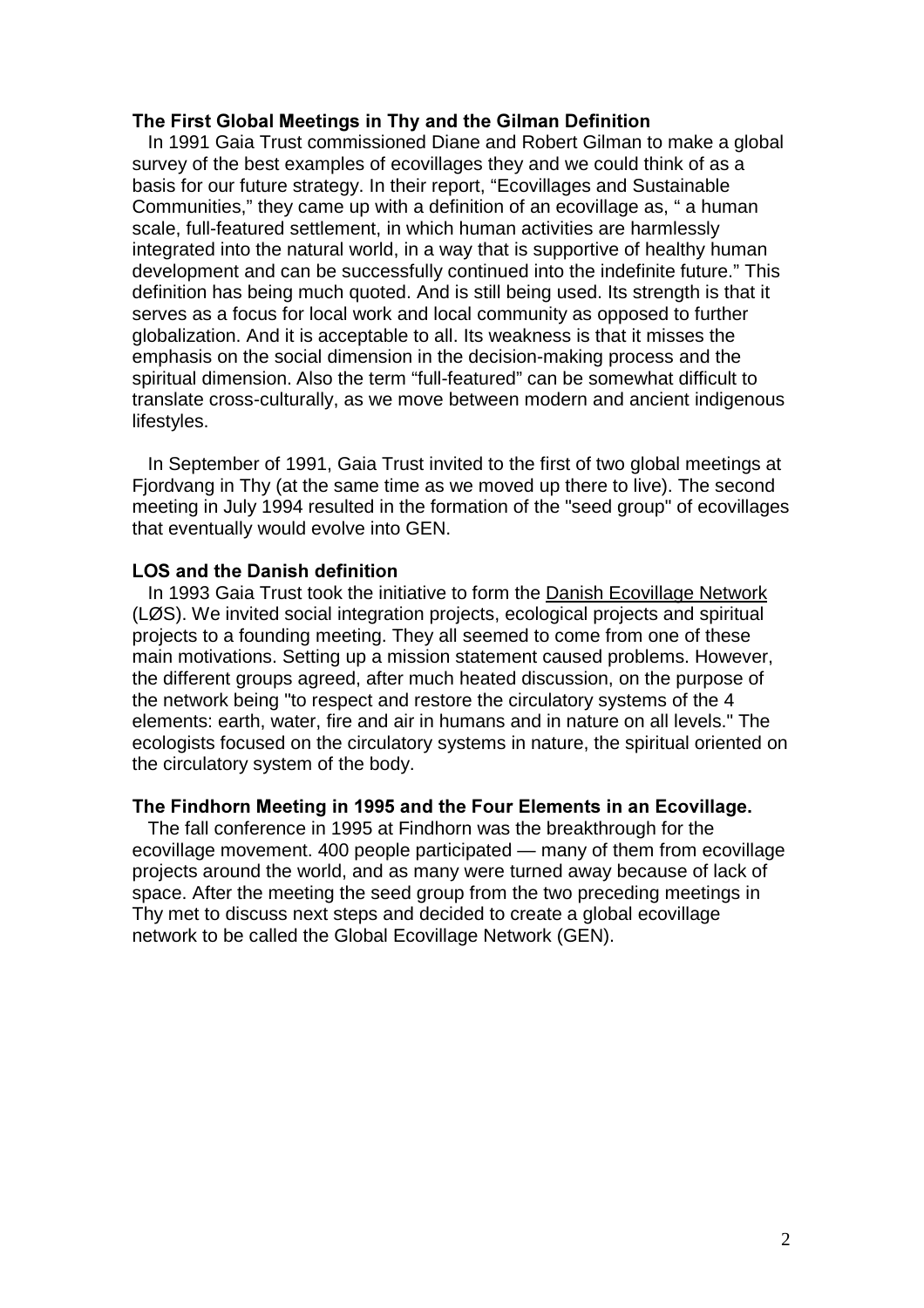### The First Global Meetings in Thy and the Gilman Definition

In 1991 Gaia Trust commissioned Diane and Robert Gilman to make a global survey of the best examples of ecovillages they and we could think of as a basis for our future strategy. In their report, "Ecovillages and Sustainable Communities," they came up with a definition of an ecovillage as, " a human scale, full-featured settlement, in which human activities are harmlessly integrated into the natural world, in a way that is supportive of healthy human development and can be successfully continued into the indefinite future." This definition has being much quoted. And is still being used. Its strength is that it serves as a focus for local work and local community as opposed to further globalization. And it is acceptable to all. Its weakness is that it misses the emphasis on the social dimension in the decision-making process and the spiritual dimension. Also the term "full-featured" can be somewhat difficult to translate cross-culturally, as we move between modern and ancient indigenous lifestyles.

In September of 1991, Gaia Trust invited to the first of two global meetings at Fjordvang in Thy (at the same time as we moved up there to live). The second meeting in July 1994 resulted in the formation of the "seed group" of ecovillages that eventually would evolve into GEN.

### LOS and the Danish definition

In 1993 Gaia Trust took the initiative to form the Danish Ecovillage Network (LØS). We invited social integration projects, ecological projects and spiritual projects to a founding meeting. They all seemed to come from one of these main motivations. Setting up a mission statement caused problems. However, the different groups agreed, after much heated discussion, on the purpose of the network being "to respect and restore the circulatory systems of the 4 elements: earth, water, fire and air in humans and in nature on all levels." The ecologists focused on the circulatory systems in nature, the spiritual oriented on the circulatory system of the body.

### The Findhorn Meeting in 1995 and the Four Elements in an Ecovillage.

The fall conference in 1995 at Findhorn was the breakthrough for the ecovillage movement. 400 people participated — many of them from ecovillage projects around the world, and as many were turned away because of lack of space. After the meeting the seed group from the two preceding meetings in Thy met to discuss next steps and decided to create a global ecovillage network to be called the Global Ecovillage Network (GEN).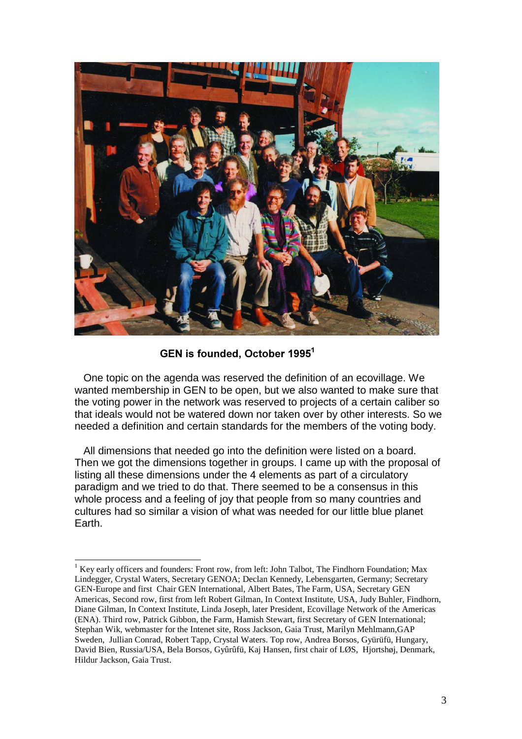**GEN is founded, October 1995**[1]

One topic on the agenda was reserved the definition of an ecovillage. We wanted membership in GEN to be open, but we also wanted to make sure that the voting power in the network was reserved to projects of a certain caliber so that ideals would not be watered down nor taken over by other interests. So we needed a definition and certain standards for the members of the voting body.

All dimensions that needed go into the definition were listed on a board. Then we got the dimensions together in groups. I came up with the proposal of listing all these dimensions under the 4 elements as part of a circulatory paradigm and we tried to do that. There seemed to be a consensus in this whole process and a feeling of joy that people from so many countries and cultures had so similar a vision of what was needed for our little blue planet Earth.

---

[1] Key early officers and founders: Front row, from left: John Talbot, The Findhorn Foundation; Max Lindegger, Crystal Waters, Secretary GENOA; Declan Kennedy, Lebensgarten, Germany; Secretary GEN-Europe and first Chair GEN International, Albert Bates, The Farm, USA, Secretary GEN Americas, Second row, first from left Robert Gilman, In Context Institute, USA, Judy Buhler, Findhorn, Diane Gilman, In Context Institute, Linda Joseph, later President, Ecovillage Network of the Americas (ENA). Third row, Patrick Gibbon, the Farm, Hamish Stewart, first Secretary of GEN International; Stephan Wik, webmaster for the Intenet site, Ross Jackson, Gaia Trust, Marilyn Mehlmann,GAP Sweden, Jullian Conrad, Robert Tapp, Crystal Waters. Top row, Andrea Borsos, Gyürüfü, Hungary, David Bien, Russia/USA, Bela Borsos, Gyûrûfü, Kaj Hansen, first chair of LØS, Hjortshøj, Denmark, Hildur Jackson, Gaia Trust.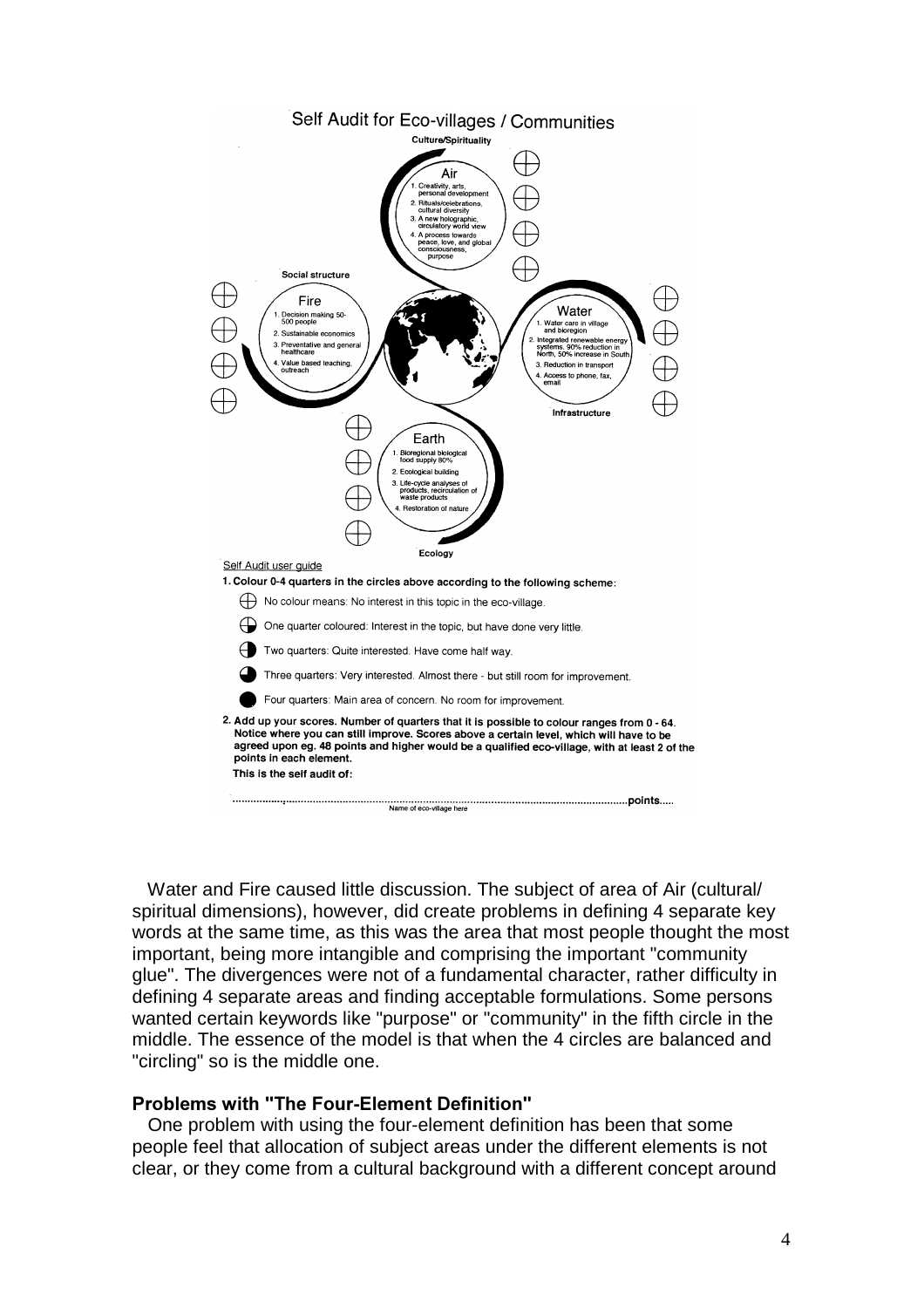## Self Audit for Eco-villages / Communities

**Culture/Spirituality**

**Air**
1. Creativity, arts, personal development
2. Rituals/celebrations, cultural diversity
3. A new holographic, circulatory world view
4. A process towards peace, love, and global consciousness, purpose

**Social structure**

**Fire**
1. Decision making 50-500 people
2. Sustainable economics
3. Preventative and general healthcare
4. Value based teaching, outreach

**Water**
1. Water care in village and bioregion
2. Integrated renewable energy systems. 90% reduction in North, 50% increase in South
3. Reduction in transport
4. Access to phone, fax, email

**Infrastructure**

**Earth**
1. Bioregional biological food supply 80%
2. Ecological building
3. Life-cycle analyses of products, recirculation of waste products
4. Restoration of nature

**Ecology**

Self Audit user guide

**1. Colour 0-4 quarters in the circles above according to the following scheme:**

- No colour means: No interest in this topic in the eco-village.
- One quarter coloured: Interest in the topic, but have done very little.
- Two quarters: Quite interested. Have come half way.
- Three quarters: Very interested. Almost there - but still room for improvement.
- Four quarters: Main area of concern. No room for improvement.

**2. Add up your scores. Number of quarters that it is possible to colour ranges from 0 - 64. Notice where you can still improve. Scores above a certain level, which will have to be agreed upon eg. 48 points and higher would be a qualified eco-village, with at least 2 of the points in each element.**

**This is the self audit of:**

.............................................................................................................................points.....

Name of eco-village here

Water and Fire caused little discussion. The subject of area of Air (cultural/ spiritual dimensions), however, did create problems in defining 4 separate key words at the same time, as this was the area that most people thought the most important, being more intangible and comprising the important "community glue". The divergences were not of a fundamental character, rather difficulty in defining 4 separate areas and finding acceptable formulations. Some persons wanted certain keywords like "purpose" or "community" in the fifth circle in the middle. The essence of the model is that when the 4 circles are balanced and "circling" so is the middle one.

### Problems with "The Four-Element Definition"

One problem with using the four-element definition has been that some people feel that allocation of subject areas under the different elements is not clear, or they come from a cultural background with a different concept around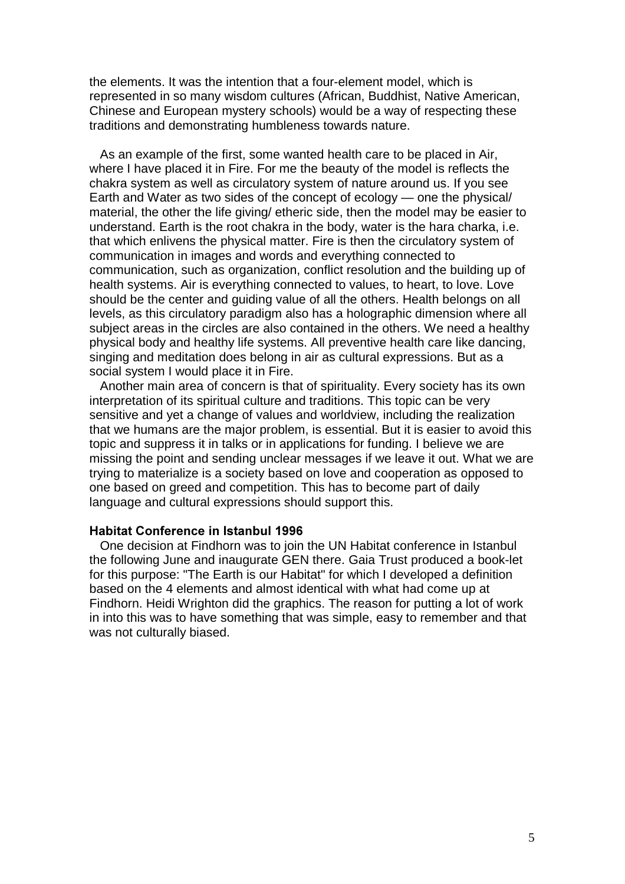the elements. It was the intention that a four-element model, which is represented in so many wisdom cultures (African, Buddhist, Native American, Chinese and European mystery schools) would be a way of respecting these traditions and demonstrating humbleness towards nature.

As an example of the first, some wanted health care to be placed in Air, where I have placed it in Fire. For me the beauty of the model is reflects the chakra system as well as circulatory system of nature around us. If you see Earth and Water as two sides of the concept of ecology — one the physical/ material, the other the life giving/ etheric side, then the model may be easier to understand. Earth is the root chakra in the body, water is the hara charka, i.e. that which enlivens the physical matter. Fire is then the circulatory system of communication in images and words and everything connected to communication, such as organization, conflict resolution and the building up of health systems. Air is everything connected to values, to heart, to love. Love should be the center and guiding value of all the others. Health belongs on all levels, as this circulatory paradigm also has a holographic dimension where all subject areas in the circles are also contained in the others. We need a healthy physical body and healthy life systems. All preventive health care like dancing, singing and meditation does belong in air as cultural expressions. But as a social system I would place it in Fire.

Another main area of concern is that of spirituality. Every society has its own interpretation of its spiritual culture and traditions. This topic can be very sensitive and yet a change of values and worldview, including the realization that we humans are the major problem, is essential. But it is easier to avoid this topic and suppress it in talks or in applications for funding. I believe we are missing the point and sending unclear messages if we leave it out. What we are trying to materialize is a society based on love and cooperation as opposed to one based on greed and competition. This has to become part of daily language and cultural expressions should support this.

### Habitat Conference in Istanbul 1996

One decision at Findhorn was to join the UN Habitat conference in Istanbul the following June and inaugurate GEN there. Gaia Trust produced a book-let for this purpose: "The Earth is our Habitat" for which I developed a definition based on the 4 elements and almost identical with what had come up at Findhorn. Heidi Wrighton did the graphics. The reason for putting a lot of work in into this was to have something that was simple, easy to remember and that was not culturally biased.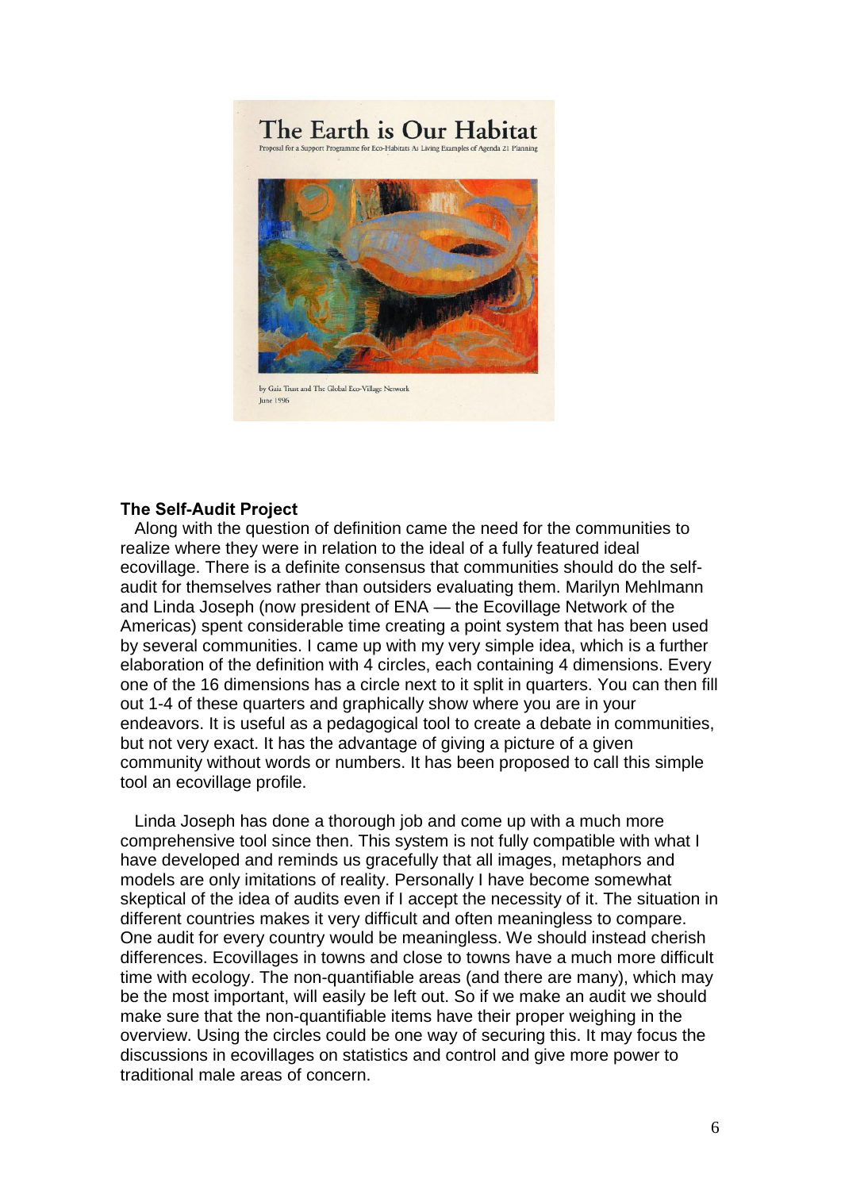The Earth is Our Habitat

Proposal for a Support Programme for Eco-Habitats As Living Examples of Agenda 21 Planning

by Gaia Trust and The Global Eco-Village Network
June 1996

**The Self-Audit Project**

Along with the question of definition came the need for the communities to realize where they were in relation to the ideal of a fully featured ideal ecovillage. There is a definite consensus that communities should do the self-audit for themselves rather than outsiders evaluating them. Marilyn Mehlmann and Linda Joseph (now president of ENA — the Ecovillage Network of the Americas) spent considerable time creating a point system that has been used by several communities. I came up with my very simple idea, which is a further elaboration of the definition with 4 circles, each containing 4 dimensions. Every one of the 16 dimensions has a circle next to it split in quarters. You can then fill out 1-4 of these quarters and graphically show where you are in your endeavors. It is useful as a pedagogical tool to create a debate in communities, but not very exact. It has the advantage of giving a picture of a given community without words or numbers. It has been proposed to call this simple tool an ecovillage profile.

Linda Joseph has done a thorough job and come up with a much more comprehensive tool since then. This system is not fully compatible with what I have developed and reminds us gracefully that all images, metaphors and models are only imitations of reality. Personally I have become somewhat skeptical of the idea of audits even if I accept the necessity of it. The situation in different countries makes it very difficult and often meaningless to compare. One audit for every country would be meaningless. We should instead cherish differences. Ecovillages in towns and close to towns have a much more difficult time with ecology. The non-quantifiable areas (and there are many), which may be the most important, will easily be left out. So if we make an audit we should make sure that the non-quantifiable items have their proper weighing in the overview. Using the circles could be one way of securing this. It may focus the discussions in ecovillages on statistics and control and give more power to traditional male areas of concern.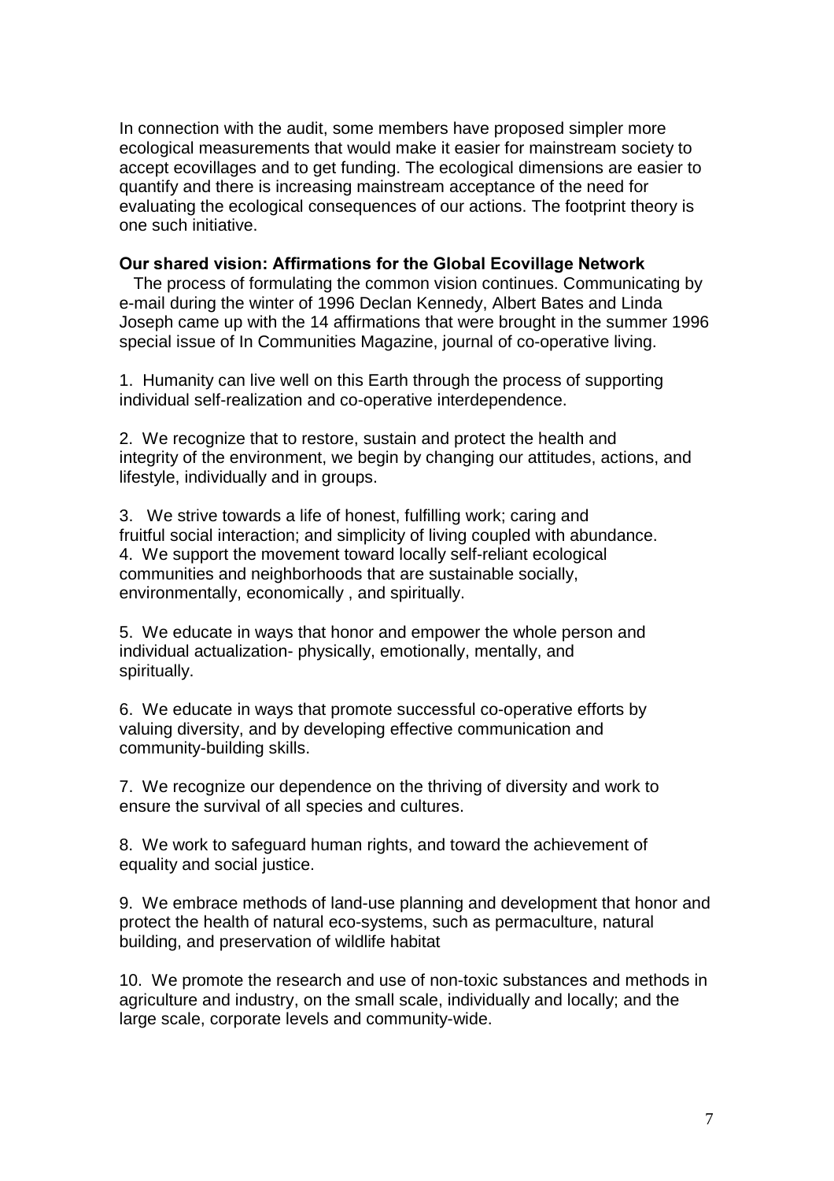In connection with the audit, some members have proposed simpler more ecological measurements that would make it easier for mainstream society to accept ecovillages and to get funding. The ecological dimensions are easier to quantify and there is increasing mainstream acceptance of the need for evaluating the ecological consequences of our actions. The footprint theory is one such initiative.

### Our shared vision: Affirmations for the Global Ecovillage Network

The process of formulating the common vision continues. Communicating by e-mail during the winter of 1996 Declan Kennedy, Albert Bates and Linda Joseph came up with the 14 affirmations that were brought in the summer 1996 special issue of In Communities Magazine, journal of co-operative living.

1. Humanity can live well on this Earth through the process of supporting individual self-realization and co-operative interdependence.

2. We recognize that to restore, sustain and protect the health and integrity of the environment, we begin by changing our attitudes, actions, and lifestyle, individually and in groups.

3. We strive towards a life of honest, fulfilling work; caring and fruitful social interaction; and simplicity of living coupled with abundance.

4. We support the movement toward locally self-reliant ecological communities and neighborhoods that are sustainable socially, environmentally, economically , and spiritually.

5. We educate in ways that honor and empower the whole person and individual actualization- physically, emotionally, mentally, and spiritually.

6. We educate in ways that promote successful co-operative efforts by valuing diversity, and by developing effective communication and community-building skills.

7. We recognize our dependence on the thriving of diversity and work to ensure the survival of all species and cultures.

8. We work to safeguard human rights, and toward the achievement of equality and social justice.

9. We embrace methods of land-use planning and development that honor and protect the health of natural eco-systems, such as permaculture, natural building, and preservation of wildlife habitat

10. We promote the research and use of non-toxic substances and methods in agriculture and industry, on the small scale, individually and locally; and the large scale, corporate levels and community-wide.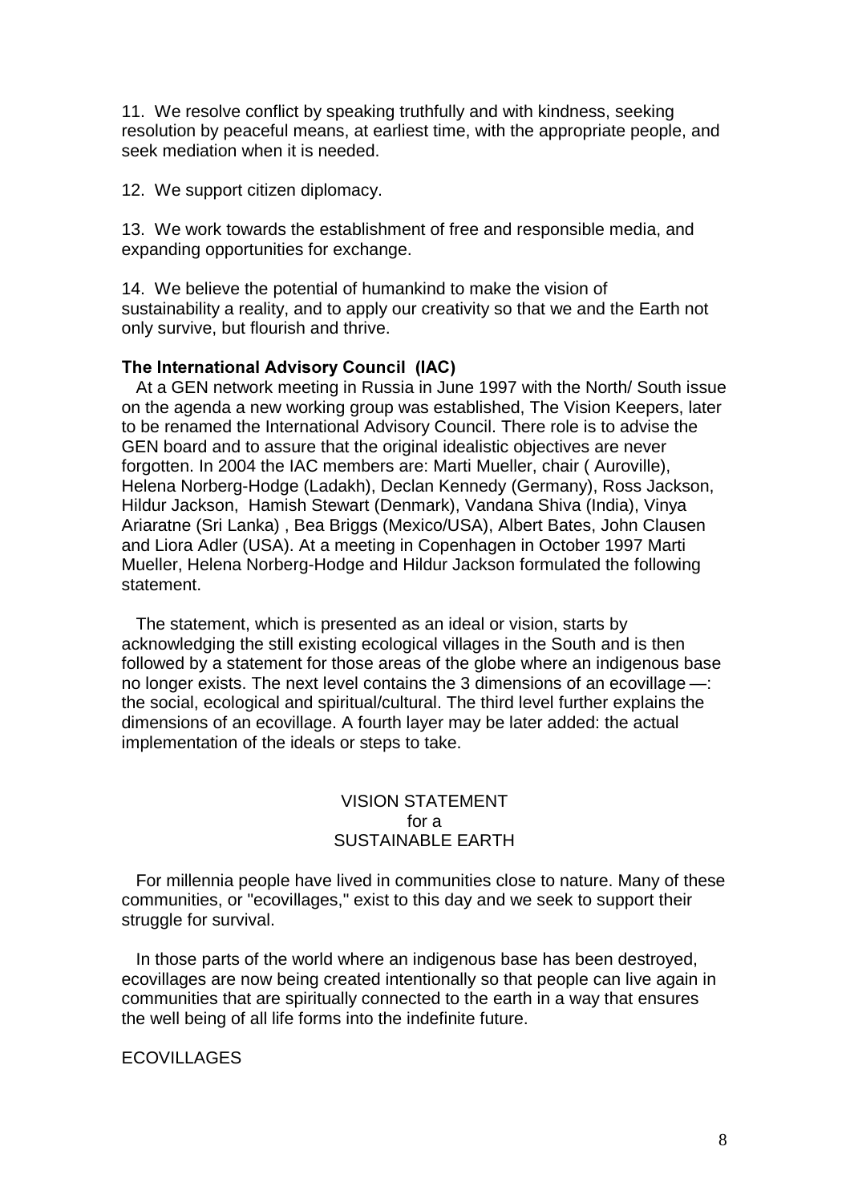11. We resolve conflict by speaking truthfully and with kindness, seeking resolution by peaceful means, at earliest time, with the appropriate people, and seek mediation when it is needed.

12. We support citizen diplomacy.

13. We work towards the establishment of free and responsible media, and expanding opportunities for exchange.

14. We believe the potential of humankind to make the vision of sustainability a reality, and to apply our creativity so that we and the Earth not only survive, but flourish and thrive.

### The International Advisory Council (IAC)

At a GEN network meeting in Russia in June 1997 with the North/ South issue on the agenda a new working group was established, The Vision Keepers, later to be renamed the International Advisory Council. There role is to advise the GEN board and to assure that the original idealistic objectives are never forgotten. In 2004 the IAC members are: Marti Mueller, chair ( Auroville), Helena Norberg-Hodge (Ladakh), Declan Kennedy (Germany), Ross Jackson, Hildur Jackson, Hamish Stewart (Denmark), Vandana Shiva (India), Vinya Ariaratne (Sri Lanka) , Bea Briggs (Mexico/USA), Albert Bates, John Clausen and Liora Adler (USA). At a meeting in Copenhagen in October 1997 Marti Mueller, Helena Norberg-Hodge and Hildur Jackson formulated the following statement.

The statement, which is presented as an ideal or vision, starts by acknowledging the still existing ecological villages in the South and is then followed by a statement for those areas of the globe where an indigenous base no longer exists. The next level contains the 3 dimensions of an ecovillage —: the social, ecological and spiritual/cultural. The third level further explains the dimensions of an ecovillage. A fourth layer may be later added: the actual implementation of the ideals or steps to take.

VISION STATEMENT
for a
SUSTAINABLE EARTH

For millennia people have lived in communities close to nature. Many of these communities, or "ecovillages," exist to this day and we seek to support their struggle for survival.

In those parts of the world where an indigenous base has been destroyed, ecovillages are now being created intentionally so that people can live again in communities that are spiritually connected to the earth in a way that ensures the well being of all life forms into the indefinite future.

ECOVILLAGES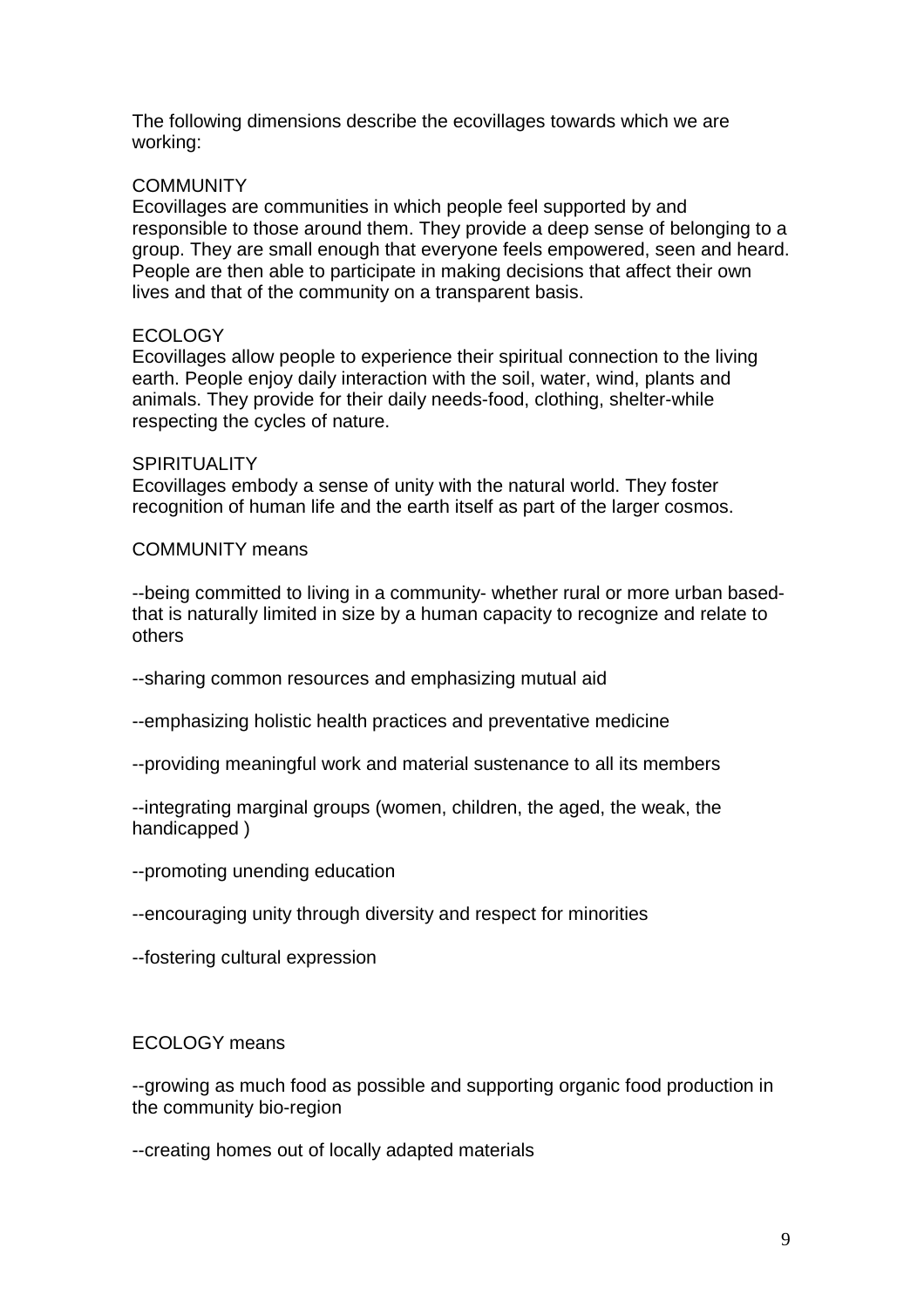The following dimensions describe the ecovillages towards which we are working:

COMMUNITY
Ecovillages are communities in which people feel supported by and responsible to those around them. They provide a deep sense of belonging to a group. They are small enough that everyone feels empowered, seen and heard. People are then able to participate in making decisions that affect their own lives and that of the community on a transparent basis.

ECOLOGY
Ecovillages allow people to experience their spiritual connection to the living earth. People enjoy daily interaction with the soil, water, wind, plants and animals. They provide for their daily needs-food, clothing, shelter-while respecting the cycles of nature.

SPIRITUALITY
Ecovillages embody a sense of unity with the natural world. They foster recognition of human life and the earth itself as part of the larger cosmos.

COMMUNITY means

--being committed to living in a community- whether rural or more urban based- that is naturally limited in size by a human capacity to recognize and relate to others

--sharing common resources and emphasizing mutual aid

--emphasizing holistic health practices and preventative medicine

--providing meaningful work and material sustenance to all its members

--integrating marginal groups (women, children, the aged, the weak, the handicapped )

--promoting unending education

--encouraging unity through diversity and respect for minorities

--fostering cultural expression

ECOLOGY means

--growing as much food as possible and supporting organic food production in the community bio-region

--creating homes out of locally adapted materials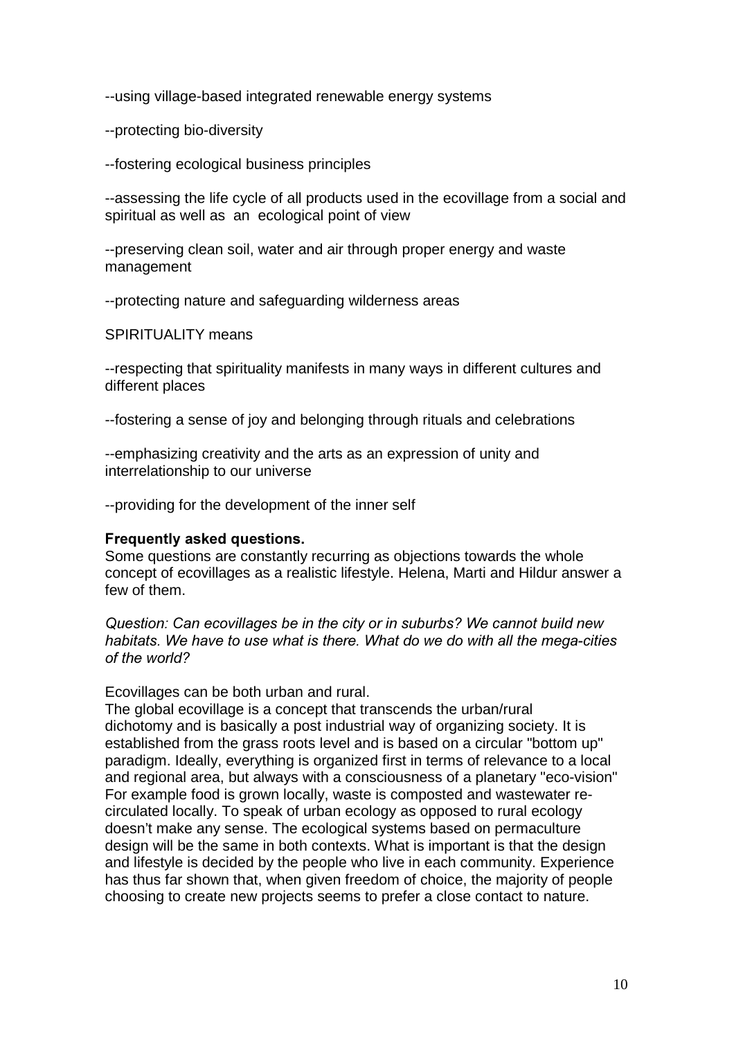--using village-based integrated renewable energy systems

--protecting bio-diversity

--fostering ecological business principles

--assessing the life cycle of all products used in the ecovillage from a social and spiritual as well as an ecological point of view

--preserving clean soil, water and air through proper energy and waste management

--protecting nature and safeguarding wilderness areas

SPIRITUALITY means

--respecting that spirituality manifests in many ways in different cultures and different places

--fostering a sense of joy and belonging through rituals and celebrations

--emphasizing creativity and the arts as an expression of unity and interrelationship to our universe

--providing for the development of the inner self

**Frequently asked questions.**
Some questions are constantly recurring as objections towards the whole concept of ecovillages as a realistic lifestyle. Helena, Marti and Hildur answer a few of them.

*Question: Can ecovillages be in the city or in suburbs? We cannot build new habitats. We have to use what is there. What do we do with all the mega-cities of the world?*

Ecovillages can be both urban and rural.
The global ecovillage is a concept that transcends the urban/rural dichotomy and is basically a post industrial way of organizing society. It is established from the grass roots level and is based on a circular "bottom up" paradigm. Ideally, everything is organized first in terms of relevance to a local and regional area, but always with a consciousness of a planetary "eco-vision" For example food is grown locally, waste is composted and wastewater re-circulated locally. To speak of urban ecology as opposed to rural ecology doesn't make any sense. The ecological systems based on permaculture design will be the same in both contexts. What is important is that the design and lifestyle is decided by the people who live in each community. Experience has thus far shown that, when given freedom of choice, the majority of people choosing to create new projects seems to prefer a close contact to nature.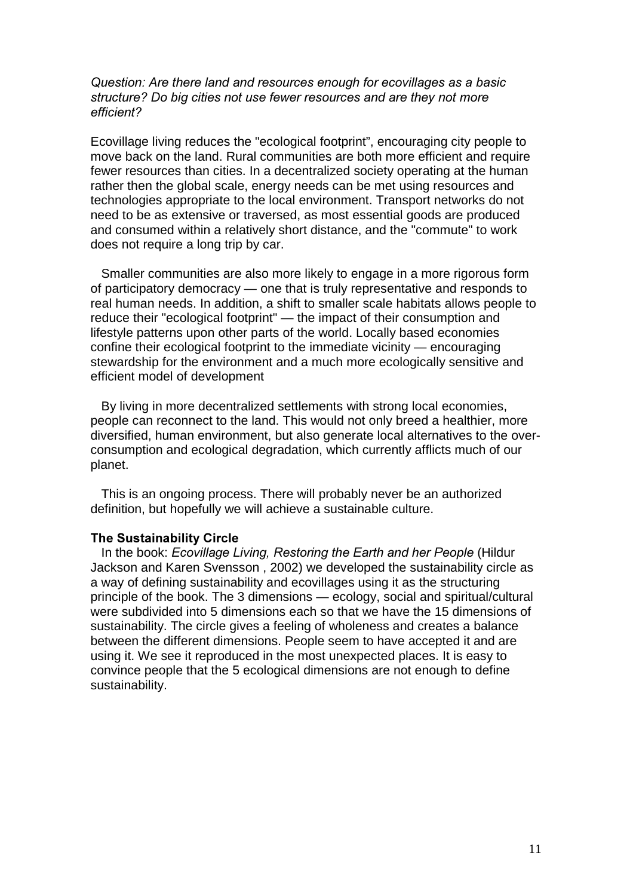*Question: Are there land and resources enough for ecovillages as a basic structure? Do big cities not use fewer resources and are they not more efficient?*

Ecovillage living reduces the "ecological footprint", encouraging city people to move back on the land. Rural communities are both more efficient and require fewer resources than cities. In a decentralized society operating at the human rather then the global scale, energy needs can be met using resources and technologies appropriate to the local environment. Transport networks do not need to be as extensive or traversed, as most essential goods are produced and consumed within a relatively short distance, and the "commute" to work does not require a long trip by car.

Smaller communities are also more likely to engage in a more rigorous form of participatory democracy — one that is truly representative and responds to real human needs. In addition, a shift to smaller scale habitats allows people to reduce their "ecological footprint" — the impact of their consumption and lifestyle patterns upon other parts of the world. Locally based economies confine their ecological footprint to the immediate vicinity — encouraging stewardship for the environment and a much more ecologically sensitive and efficient model of development

By living in more decentralized settlements with strong local economies, people can reconnect to the land. This would not only breed a healthier, more diversified, human environment, but also generate local alternatives to the over-consumption and ecological degradation, which currently afflicts much of our planet.

This is an ongoing process. There will probably never be an authorized definition, but hopefully we will achieve a sustainable culture.

**The Sustainability Circle**

In the book: *Ecovillage Living, Restoring the Earth and her People* (Hildur Jackson and Karen Svensson , 2002) we developed the sustainability circle as a way of defining sustainability and ecovillages using it as the structuring principle of the book. The 3 dimensions — ecology, social and spiritual/cultural were subdivided into 5 dimensions each so that we have the 15 dimensions of sustainability. The circle gives a feeling of wholeness and creates a balance between the different dimensions. People seem to have accepted it and are using it. We see it reproduced in the most unexpected places. It is easy to convince people that the 5 ecological dimensions are not enough to define sustainability.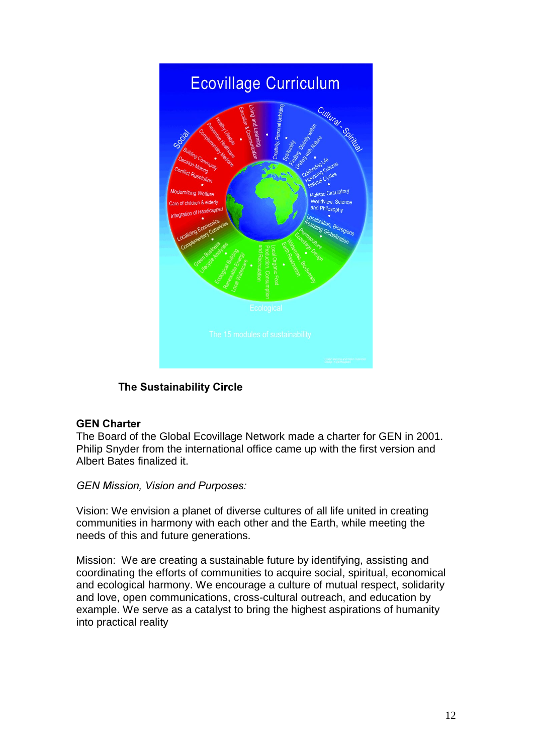**The Sustainability Circle**

**GEN Charter**

The Board of the Global Ecovillage Network made a charter for GEN in 2001. Philip Snyder from the international office came up with the first version and Albert Bates finalized it.

*GEN Mission, Vision and Purposes:*

Vision: We envision a planet of diverse cultures of all life united in creating communities in harmony with each other and the Earth, while meeting the needs of this and future generations.

Mission: We are creating a sustainable future by identifying, assisting and coordinating the efforts of communities to acquire social, spiritual, economical and ecological harmony. We encourage a culture of mutual respect, solidarity and love, open communications, cross-cultural outreach, and education by example. We serve as a catalyst to bring the highest aspirations of humanity into practical reality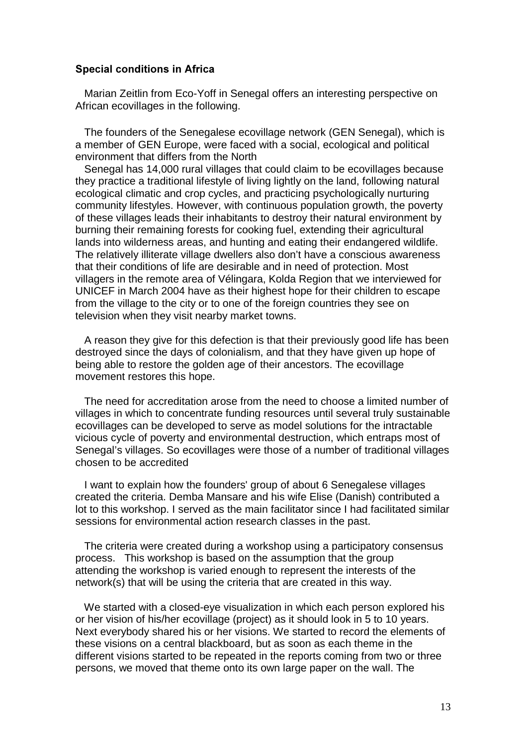**Special conditions in Africa**

Marian Zeitlin from Eco-Yoff in Senegal offers an interesting perspective on African ecovillages in the following.

The founders of the Senegalese ecovillage network (GEN Senegal), which is a member of GEN Europe, were faced with a social, ecological and political environment that differs from the North

Senegal has 14,000 rural villages that could claim to be ecovillages because they practice a traditional lifestyle of living lightly on the land, following natural ecological climatic and crop cycles, and practicing psychologically nurturing community lifestyles. However, with continuous population growth, the poverty of these villages leads their inhabitants to destroy their natural environment by burning their remaining forests for cooking fuel, extending their agricultural lands into wilderness areas, and hunting and eating their endangered wildlife. The relatively illiterate village dwellers also don't have a conscious awareness that their conditions of life are desirable and in need of protection. Most villagers in the remote area of Vélingara, Kolda Region that we interviewed for UNICEF in March 2004 have as their highest hope for their children to escape from the village to the city or to one of the foreign countries they see on television when they visit nearby market towns.

A reason they give for this defection is that their previously good life has been destroyed since the days of colonialism, and that they have given up hope of being able to restore the golden age of their ancestors. The ecovillage movement restores this hope.

The need for accreditation arose from the need to choose a limited number of villages in which to concentrate funding resources until several truly sustainable ecovillages can be developed to serve as model solutions for the intractable vicious cycle of poverty and environmental destruction, which entraps most of Senegal's villages. So ecovillages were those of a number of traditional villages chosen to be accredited

I want to explain how the founders' group of about 6 Senegalese villages created the criteria. Demba Mansare and his wife Elise (Danish) contributed a lot to this workshop. I served as the main facilitator since I had facilitated similar sessions for environmental action research classes in the past.

The criteria were created during a workshop using a participatory consensus process. This workshop is based on the assumption that the group attending the workshop is varied enough to represent the interests of the network(s) that will be using the criteria that are created in this way.

We started with a closed-eye visualization in which each person explored his or her vision of his/her ecovillage (project) as it should look in 5 to 10 years. Next everybody shared his or her visions. We started to record the elements of these visions on a central blackboard, but as soon as each theme in the different visions started to be repeated in the reports coming from two or three persons, we moved that theme onto its own large paper on the wall. The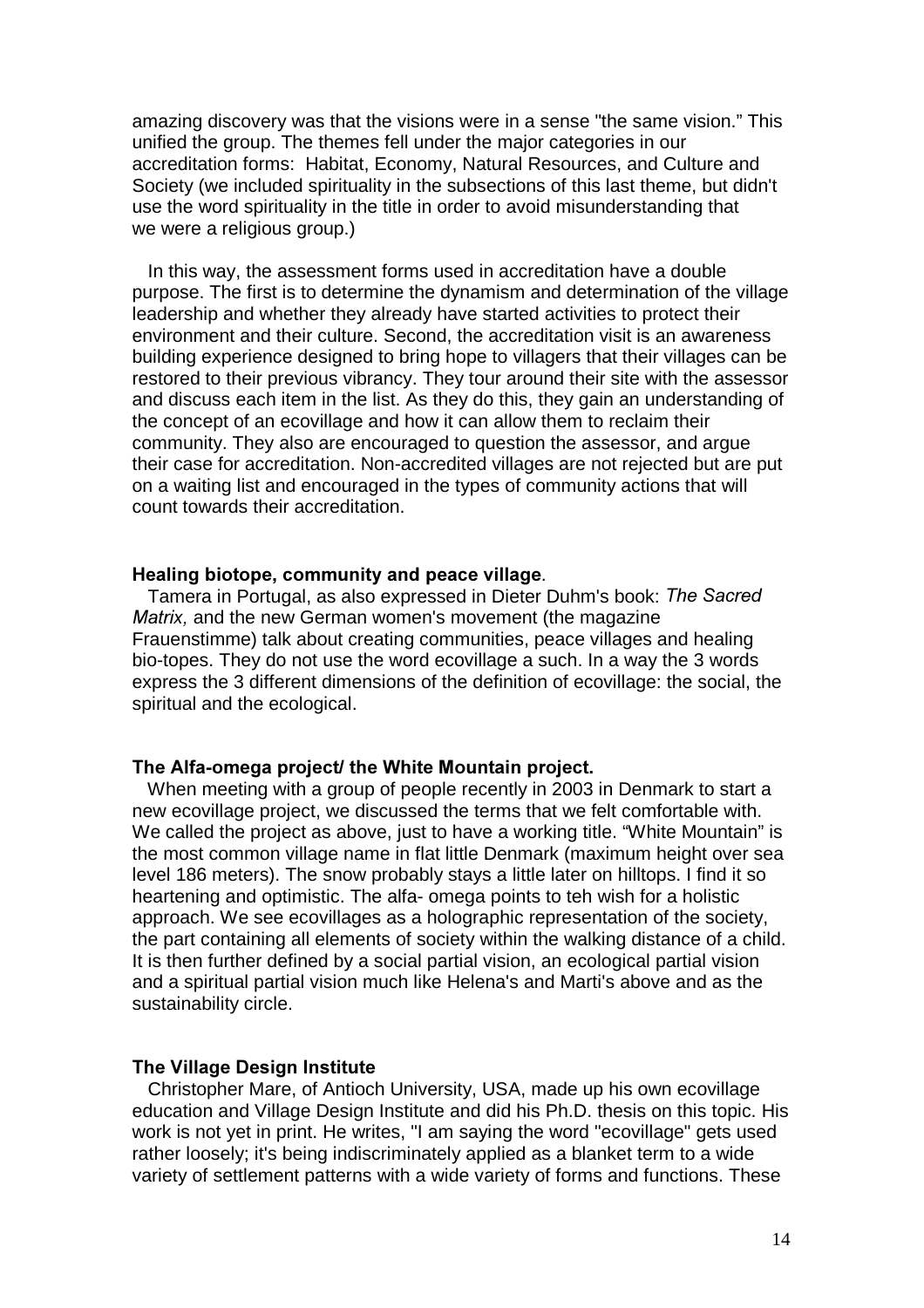amazing discovery was that the visions were in a sense "the same vision." This unified the group. The themes fell under the major categories in our accreditation forms: Habitat, Economy, Natural Resources, and Culture and Society (we included spirituality in the subsections of this last theme, but didn't use the word spirituality in the title in order to avoid misunderstanding that we were a religious group.)

In this way, the assessment forms used in accreditation have a double purpose. The first is to determine the dynamism and determination of the village leadership and whether they already have started activities to protect their environment and their culture. Second, the accreditation visit is an awareness building experience designed to bring hope to villagers that their villages can be restored to their previous vibrancy. They tour around their site with the assessor and discuss each item in the list. As they do this, they gain an understanding of the concept of an ecovillage and how it can allow them to reclaim their community. They also are encouraged to question the assessor, and argue their case for accreditation. Non-accredited villages are not rejected but are put on a waiting list and encouraged in the types of community actions that will count towards their accreditation.

**Healing biotope, community and peace village**.

Tamera in Portugal, as also expressed in Dieter Duhm's book: *The Sacred Matrix,* and the new German women's movement (the magazine Frauenstimme) talk about creating communities, peace villages and healing bio-topes. They do not use the word ecovillage a such. In a way the 3 words express the 3 different dimensions of the definition of ecovillage: the social, the spiritual and the ecological.

**The Alfa-omega project/ the White Mountain project.**

When meeting with a group of people recently in 2003 in Denmark to start a new ecovillage project, we discussed the terms that we felt comfortable with. We called the project as above, just to have a working title. "White Mountain" is the most common village name in flat little Denmark (maximum height over sea level 186 meters). The snow probably stays a little later on hilltops. I find it so heartening and optimistic. The alfa- omega points to teh wish for a holistic approach. We see ecovillages as a holographic representation of the society, the part containing all elements of society within the walking distance of a child. It is then further defined by a social partial vision, an ecological partial vision and a spiritual partial vision much like Helena's and Marti's above and as the sustainability circle.

**The Village Design Institute**

Christopher Mare, of Antioch University, USA, made up his own ecovillage education and Village Design Institute and did his Ph.D. thesis on this topic. His work is not yet in print. He writes, "I am saying the word "ecovillage" gets used rather loosely; it's being indiscriminately applied as a blanket term to a wide variety of settlement patterns with a wide variety of forms and functions. These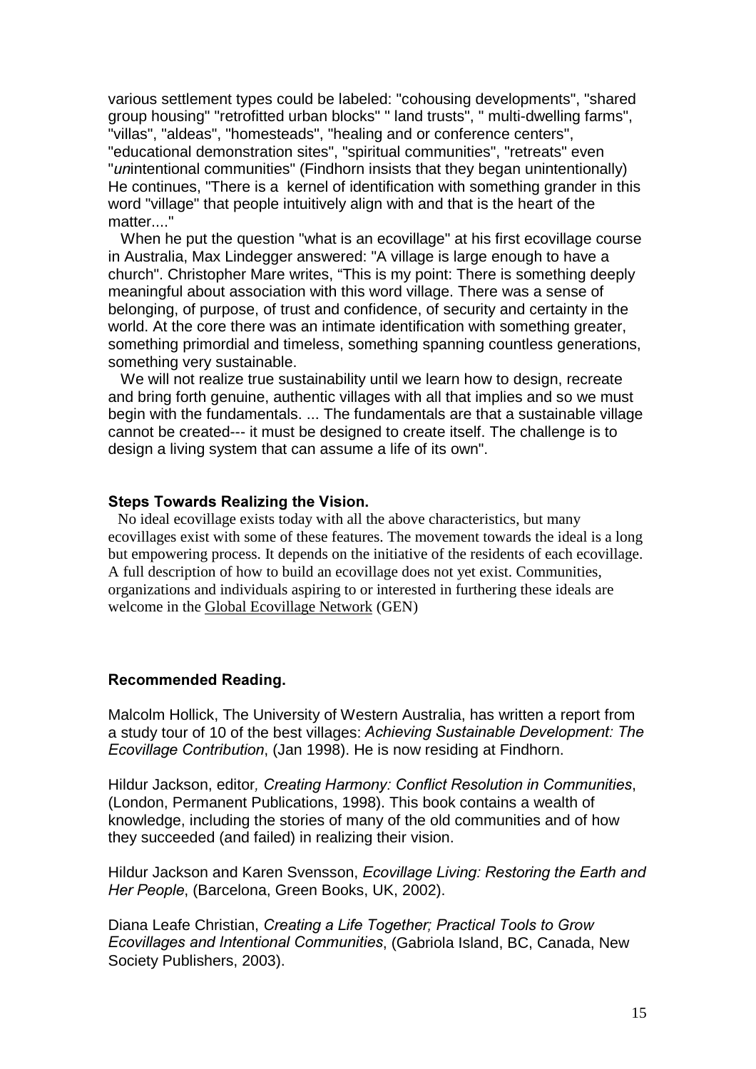various settlement types could be labeled: "cohousing developments", "shared group housing" "retrofitted urban blocks" " land trusts", " multi-dwelling farms", "villas", "aldeas", "homesteads", "healing and or conference centers", "educational demonstration sites", "spiritual communities", "retreats" even "*un*intentional communities" (Findhorn insists that they began unintentionally) He continues, "There is a kernel of identification with something grander in this word "village" that people intuitively align with and that is the heart of the matter...."

When he put the question "what is an ecovillage" at his first ecovillage course in Australia, Max Lindegger answered: "A village is large enough to have a church". Christopher Mare writes, "This is my point: There is something deeply meaningful about association with this word village. There was a sense of belonging, of purpose, of trust and confidence, of security and certainty in the world. At the core there was an intimate identification with something greater, something primordial and timeless, something spanning countless generations, something very sustainable.

We will not realize true sustainability until we learn how to design, recreate and bring forth genuine, authentic villages with all that implies and so we must begin with the fundamentals. ... The fundamentals are that a sustainable village cannot be created--- it must be designed to create itself. The challenge is to design a living system that can assume a life of its own".

### Steps Towards Realizing the Vision.

No ideal ecovillage exists today with all the above characteristics, but many ecovillages exist with some of these features. The movement towards the ideal is a long but empowering process. It depends on the initiative of the residents of each ecovillage. A full description of how to build an ecovillage does not yet exist. Communities, organizations and individuals aspiring to or interested in furthering these ideals are welcome in the Global Ecovillage Network (GEN)

### Recommended Reading.

Malcolm Hollick, The University of Western Australia, has written a report from a study tour of 10 of the best villages: *Achieving Sustainable Development: The Ecovillage Contribution*, (Jan 1998). He is now residing at Findhorn.

Hildur Jackson, editor*, Creating Harmony: Conflict Resolution in Communities*, (London, Permanent Publications, 1998). This book contains a wealth of knowledge, including the stories of many of the old communities and of how they succeeded (and failed) in realizing their vision.

Hildur Jackson and Karen Svensson, *Ecovillage Living: Restoring the Earth and Her People*, (Barcelona, Green Books, UK, 2002).

Diana Leafe Christian, *Creating a Life Together; Practical Tools to Grow Ecovillages and Intentional Communities*, (Gabriola Island, BC, Canada, New Society Publishers, 2003).